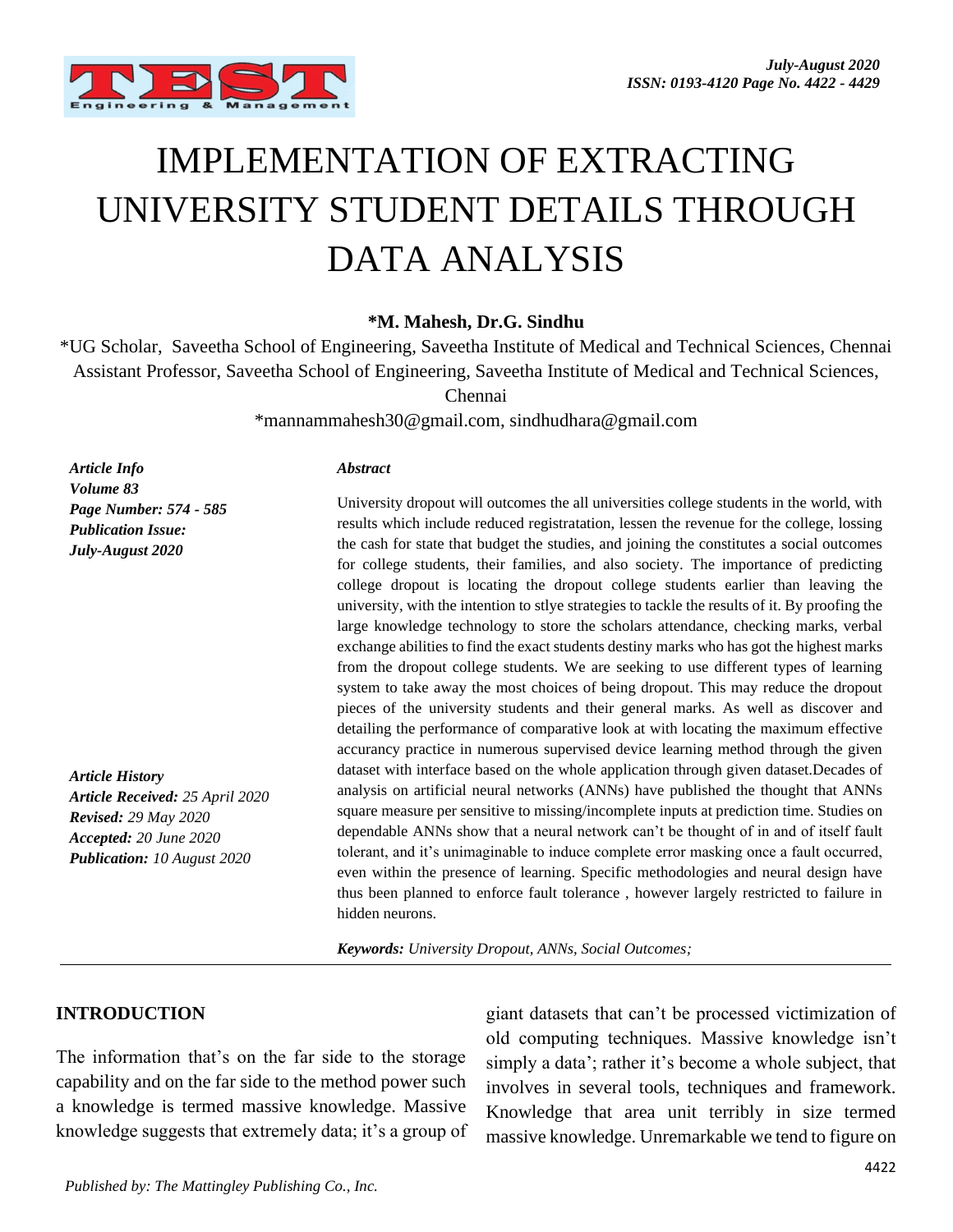# IMPLEMENTATION OF EXTRACTING UNIVERSITY STUDENT DETAILS THROUGH DATA ANALYSIS

**\*M. Mahesh, Dr.G. Sindhu**

\*UG Scholar, Saveetha School of Engineering, Saveetha Institute of Medical and Technical Sciences, Chennai
Assistant Professor, Saveetha School of Engineering, Saveetha Institute of Medical and Technical Sciences, Chennai

\*mannammahesh30@gmail.com, sindhudhara@gmail.com

***Article Info***
***Volume 83***
***Page Number: 574 - 585***
***Publication Issue:***
***July-August 2020***

***Article History***
***Article Received:*** *25 April 2020*
***Revised:*** *29 May 2020*
***Accepted:*** *20 June 2020*
***Publication:*** *10 August 2020*

***Abstract***

University dropout will outcomes the all universities college students in the world, with results which include reduced registratation, lessen the revenue for the college, lossing the cash for state that budget the studies, and joining the constitutes a social outcomes for college students, their families, and also society. The importance of predicting college dropout is locating the dropout college students earlier than leaving the university, with the intention to stlye strategies to tackle the results of it. By proofing the large knowledge technology to store the scholars attendance, checking marks, verbal exchange abilities to find the exact students destiny marks who has got the highest marks from the dropout college students. We are seeking to use different types of learning system to take away the most choices of being dropout. This may reduce the dropout pieces of the university students and their general marks. As well as discover and detailing the performance of comparative look at with locating the maximum effective accurancy practice in numerous supervised device learning method through the given dataset with interface based on the whole application through given dataset.Decades of analysis on artificial neural networks (ANNs) have published the thought that ANNs square measure per sensitive to missing/incomplete inputs at prediction time. Studies on dependable ANNs show that a neural network can't be thought of in and of itself fault tolerant, and it's unimaginable to induce complete error masking once a fault occurred, even within the presence of learning. Specific methodologies and neural design have thus been planned to enforce fault tolerance , however largely restricted to failure in hidden neurons.

***Keywords:*** *University Dropout, ANNs, Social Outcomes;*

## INTRODUCTION

The information that's on the far side to the storage capability and on the far side to the method power such a knowledge is termed massive knowledge. Massive knowledge suggests that extremely data; it's a group of giant datasets that can't be processed victimization of old computing techniques. Massive knowledge isn't simply a data'; rather it's become a whole subject, that involves in several tools, techniques and framework. Knowledge that area unit terribly in size termed massive knowledge. Unremarkable we tend to figure on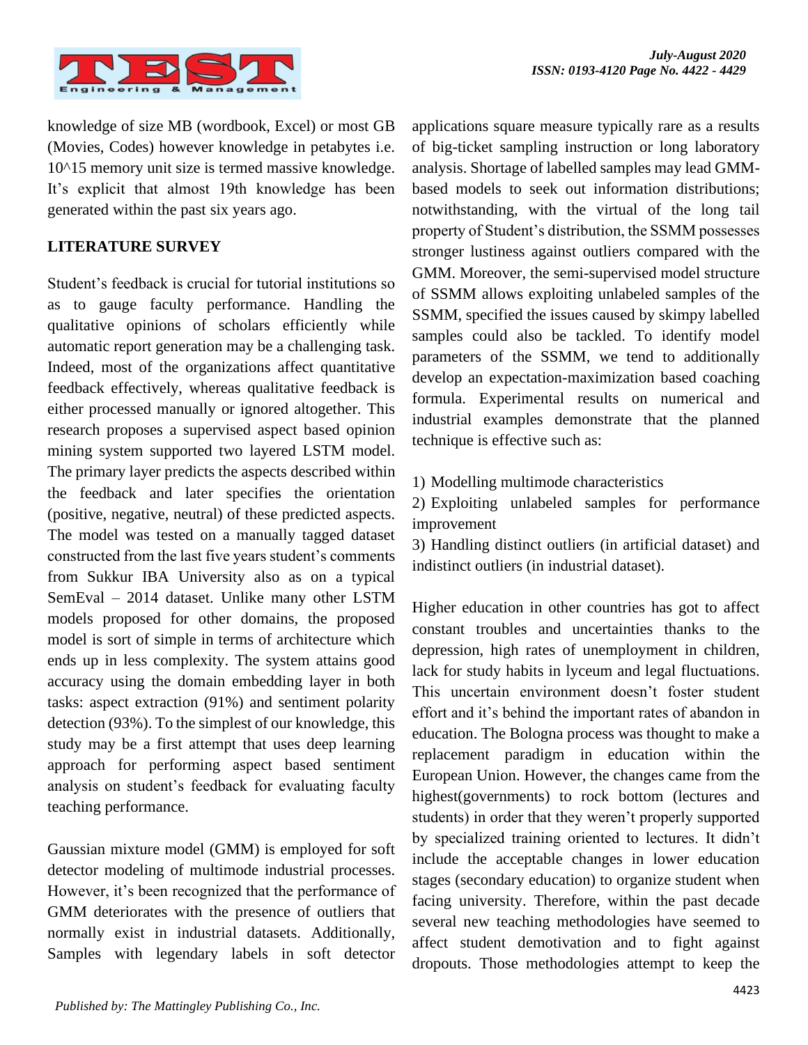knowledge of size MB (wordbook, Excel) or most GB (Movies, Codes) however knowledge in petabytes i.e. 10^15 memory unit size is termed massive knowledge. It's explicit that almost 19th knowledge has been generated within the past six years ago.

## LITERATURE SURVEY

Student's feedback is crucial for tutorial institutions so as to gauge faculty performance. Handling the qualitative opinions of scholars efficiently while automatic report generation may be a challenging task. Indeed, most of the organizations affect quantitative feedback effectively, whereas qualitative feedback is either processed manually or ignored altogether. This research proposes a supervised aspect based opinion mining system supported two layered LSTM model. The primary layer predicts the aspects described within the feedback and later specifies the orientation (positive, negative, neutral) of these predicted aspects. The model was tested on a manually tagged dataset constructed from the last five years student's comments from Sukkur IBA University also as on a typical SemEval – 2014 dataset. Unlike many other LSTM models proposed for other domains, the proposed model is sort of simple in terms of architecture which ends up in less complexity. The system attains good accuracy using the domain embedding layer in both tasks: aspect extraction (91%) and sentiment polarity detection (93%). To the simplest of our knowledge, this study may be a first attempt that uses deep learning approach for performing aspect based sentiment analysis on student's feedback for evaluating faculty teaching performance.

Gaussian mixture model (GMM) is employed for soft detector modeling of multimode industrial processes. However, it's been recognized that the performance of GMM deteriorates with the presence of outliers that normally exist in industrial datasets. Additionally, Samples with legendary labels in soft detector applications square measure typically rare as a results of big-ticket sampling instruction or long laboratory analysis. Shortage of labelled samples may lead GMM-based models to seek out information distributions; notwithstanding, with the virtual of the long tail property of Student's distribution, the SSMM possesses stronger lustiness against outliers compared with the GMM. Moreover, the semi-supervised model structure of SSMM allows exploiting unlabeled samples of the SSMM, specified the issues caused by skimpy labelled samples could also be tackled. To identify model parameters of the SSMM, we tend to additionally develop an expectation-maximization based coaching formula. Experimental results on numerical and industrial examples demonstrate that the planned technique is effective such as:

1) Modelling multimode characteristics
2) Exploiting unlabeled samples for performance improvement
3) Handling distinct outliers (in artificial dataset) and indistinct outliers (in industrial dataset).

Higher education in other countries has got to affect constant troubles and uncertainties thanks to the depression, high rates of unemployment in children, lack for study habits in lyceum and legal fluctuations. This uncertain environment doesn't foster student effort and it's behind the important rates of abandon in education. The Bologna process was thought to make a replacement paradigm in education within the European Union. However, the changes came from the highest(governments) to rock bottom (lectures and students) in order that they weren't properly supported by specialized training oriented to lectures. It didn't include the acceptable changes in lower education stages (secondary education) to organize student when facing university. Therefore, within the past decade several new teaching methodologies have seemed to affect student demotivation and to fight against dropouts. Those methodologies attempt to keep the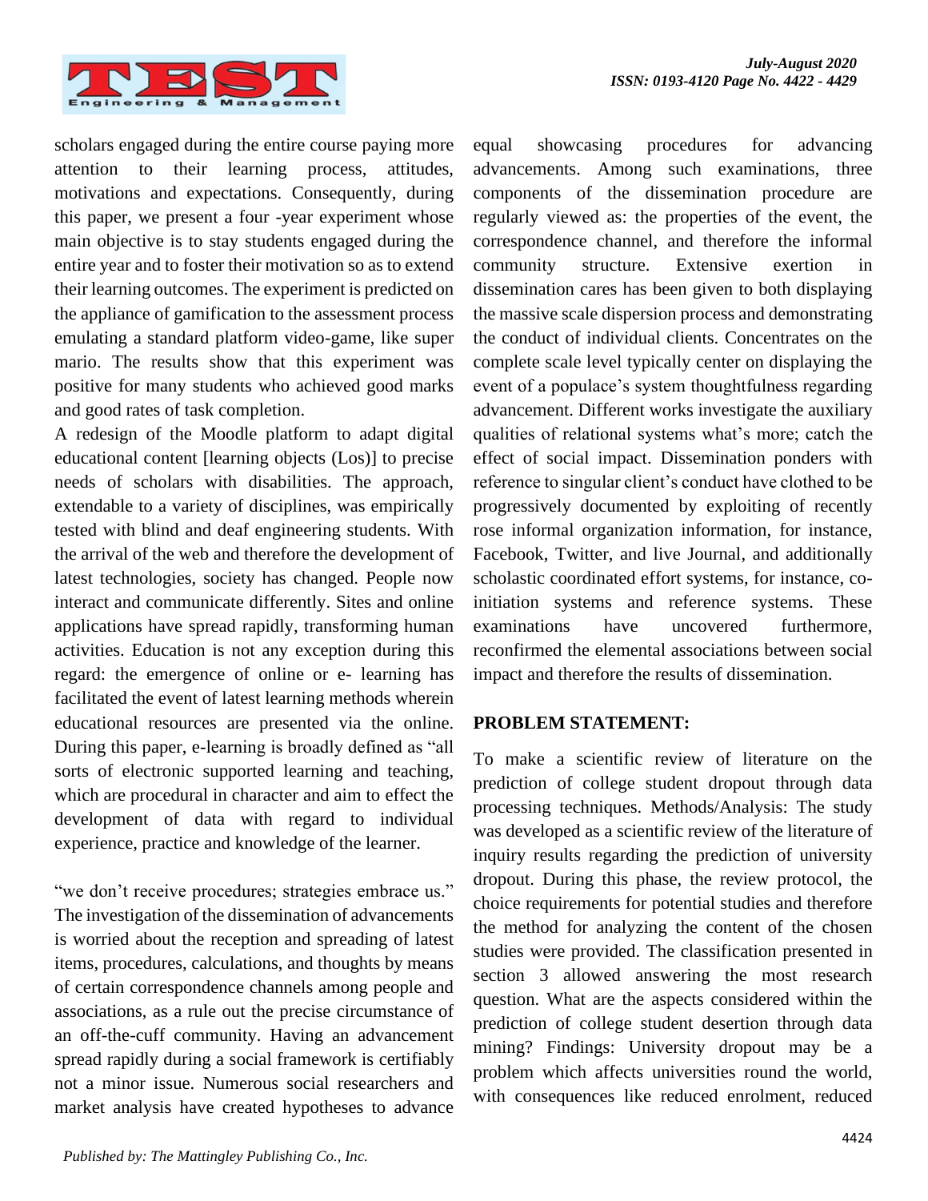scholars engaged during the entire course paying more attention to their learning process, attitudes, motivations and expectations. Consequently, during this paper, we present a four -year experiment whose main objective is to stay students engaged during the entire year and to foster their motivation so as to extend their learning outcomes. The experiment is predicted on the appliance of gamification to the assessment process emulating a standard platform video-game, like super mario. The results show that this experiment was positive for many students who achieved good marks and good rates of task completion.

A redesign of the Moodle platform to adapt digital educational content [learning objects (Los)] to precise needs of scholars with disabilities. The approach, extendable to a variety of disciplines, was empirically tested with blind and deaf engineering students. With the arrival of the web and therefore the development of latest technologies, society has changed. People now interact and communicate differently. Sites and online applications have spread rapidly, transforming human activities. Education is not any exception during this regard: the emergence of online or e- learning has facilitated the event of latest learning methods wherein educational resources are presented via the online. During this paper, e-learning is broadly defined as "all sorts of electronic supported learning and teaching, which are procedural in character and aim to effect the development of data with regard to individual experience, practice and knowledge of the learner.

"we don't receive procedures; strategies embrace us." The investigation of the dissemination of advancements is worried about the reception and spreading of latest items, procedures, calculations, and thoughts by means of certain correspondence channels among people and associations, as a rule out the precise circumstance of an off-the-cuff community. Having an advancement spread rapidly during a social framework is certifiably not a minor issue. Numerous social researchers and market analysis have created hypotheses to advance equal showcasing procedures for advancing advancements. Among such examinations, three components of the dissemination procedure are regularly viewed as: the properties of the event, the correspondence channel, and therefore the informal community structure. Extensive exertion in dissemination cares has been given to both displaying the massive scale dispersion process and demonstrating the conduct of individual clients. Concentrates on the complete scale level typically center on displaying the event of a populace's system thoughtfulness regarding advancement. Different works investigate the auxiliary qualities of relational systems what's more; catch the effect of social impact. Dissemination ponders with reference to singular client's conduct have clothed to be progressively documented by exploiting of recently rose informal organization information, for instance, Facebook, Twitter, and live Journal, and additionally scholastic coordinated effort systems, for instance, co-initiation systems and reference systems. These examinations have uncovered furthermore, reconfirmed the elemental associations between social impact and therefore the results of dissemination.

## PROBLEM STATEMENT:

To make a scientific review of literature on the prediction of college student dropout through data processing techniques. Methods/Analysis: The study was developed as a scientific review of the literature of inquiry results regarding the prediction of university dropout. During this phase, the review protocol, the choice requirements for potential studies and therefore the method for analyzing the content of the chosen studies were provided. The classification presented in section 3 allowed answering the most research question. What are the aspects considered within the prediction of college student desertion through data mining? Findings: University dropout may be a problem which affects universities round the world, with consequences like reduced enrolment, reduced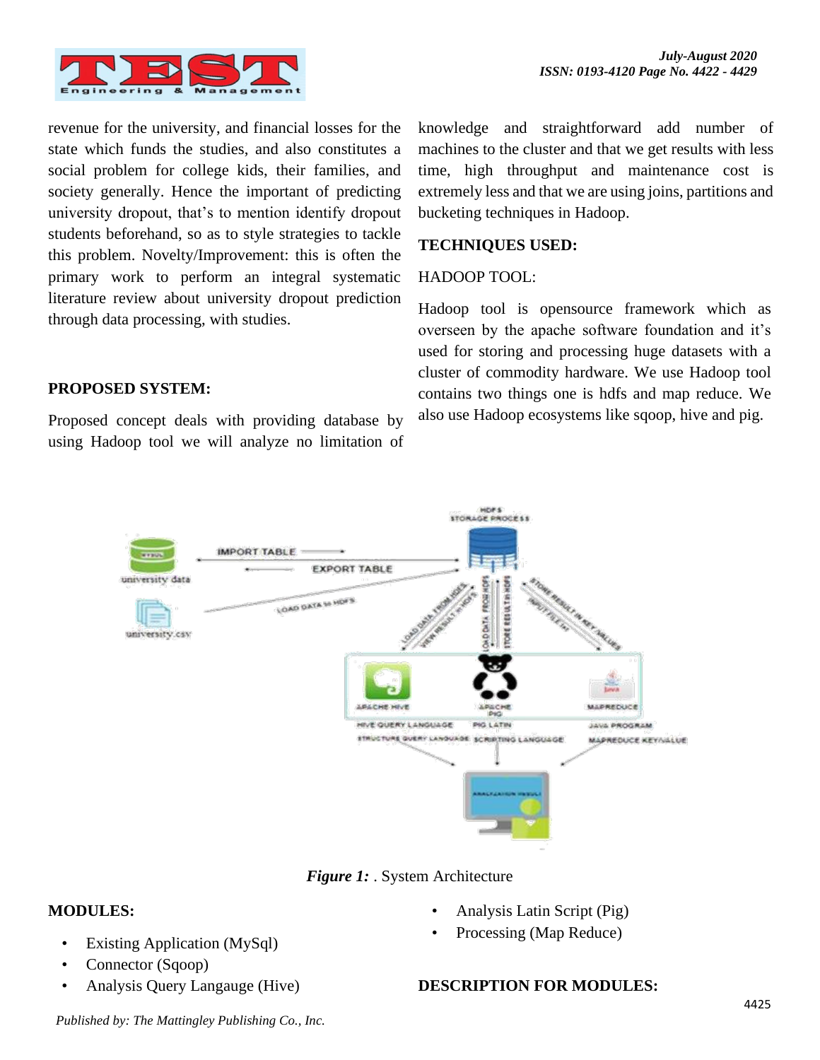revenue for the university, and financial losses for the state which funds the studies, and also constitutes a social problem for college kids, their families, and society generally. Hence the important of predicting university dropout, that's to mention identify dropout students beforehand, so as to style strategies to tackle this problem. Novelty/Improvement: this is often the primary work to perform an integral systematic literature review about university dropout prediction through data processing, with studies.

## PROPOSED SYSTEM:

Proposed concept deals with providing database by using Hadoop tool we will analyze no limitation of knowledge and straightforward add number of machines to the cluster and that we get results with less time, high throughput and maintenance cost is extremely less and that we are using joins, partitions and bucketing techniques in Hadoop.

## TECHNIQUES USED:

HADOOP TOOL:

Hadoop tool is opensource framework which as overseen by the apache software foundation and it's used for storing and processing huge datasets with a cluster of commodity hardware. We use Hadoop tool contains two things one is hdfs and map reduce. We also use Hadoop ecosystems like sqoop, hive and pig.

***Figure 1:*** . System Architecture

## MODULES:

- Existing Application (MySql)
- Connector (Sqoop)
- Analysis Query Langauge (Hive)
- Analysis Latin Script (Pig)
- Processing (Map Reduce)

## DESCRIPTION FOR MODULES: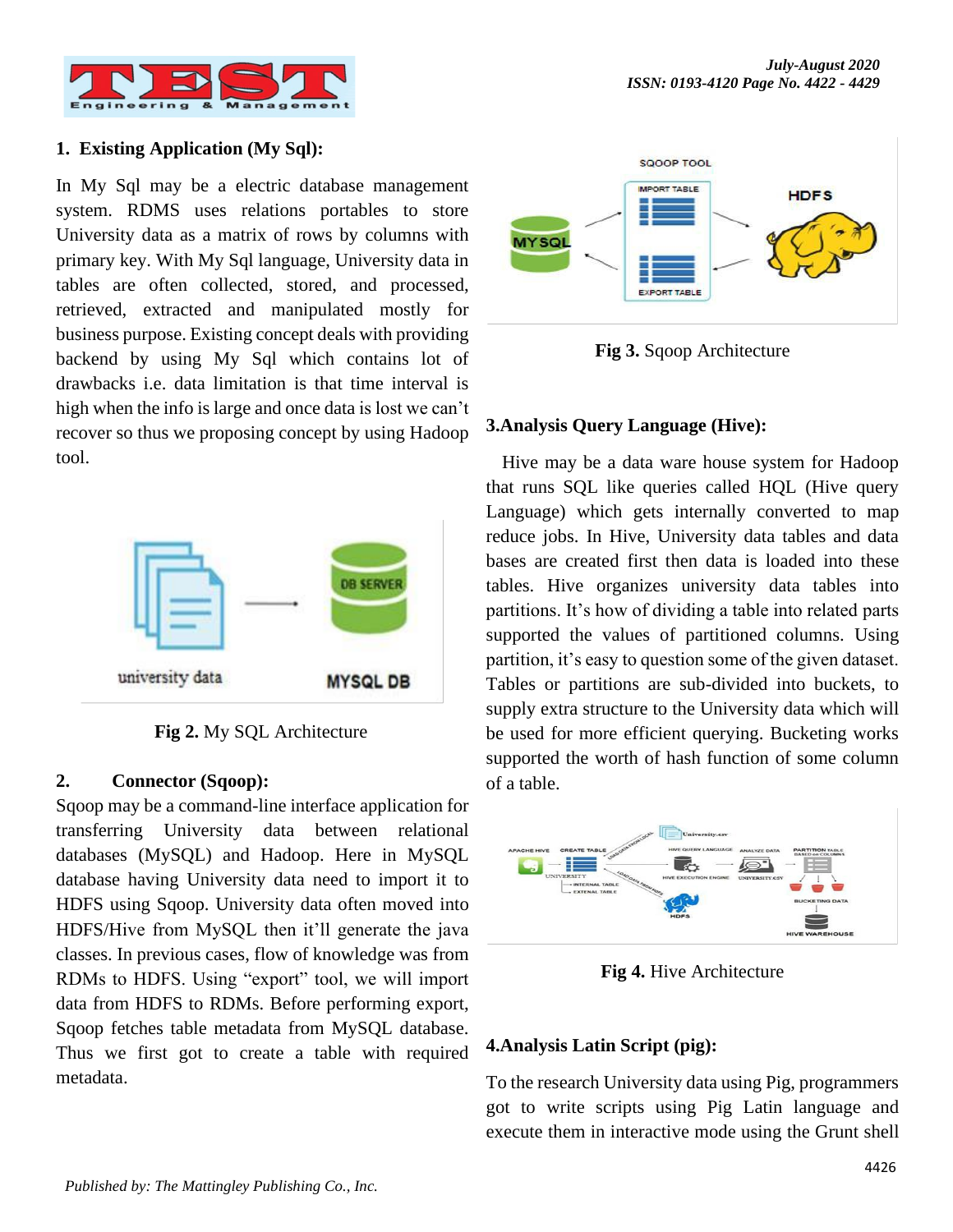## 1. Existing Application (My Sql):

In My Sql may be a electric database management system. RDMS uses relations portables to store University data as a matrix of rows by columns with primary key. With My Sql language, University data in tables are often collected, stored, and processed, retrieved, extracted and manipulated mostly for business purpose. Existing concept deals with providing backend by using My Sql which contains lot of drawbacks i.e. data limitation is that time interval is high when the info is large and once data is lost we can't recover so thus we proposing concept by using Hadoop tool.

**Fig 2.** My SQL Architecture

## 2. Connector (Sqoop):

Sqoop may be a command-line interface application for transferring University data between relational databases (MySQL) and Hadoop. Here in MySQL database having University data need to import it to HDFS using Sqoop. University data often moved into HDFS/Hive from MySQL then it'll generate the java classes. In previous cases, flow of knowledge was from RDMs to HDFS. Using "export" tool, we will import data from HDFS to RDMs. Before performing export, Sqoop fetches table metadata from MySQL database. Thus we first got to create a table with required metadata.

**Fig 3.** Sqoop Architecture

## 3.Analysis Query Language (Hive):

Hive may be a data ware house system for Hadoop that runs SQL like queries called HQL (Hive query Language) which gets internally converted to map reduce jobs. In Hive, University data tables and data bases are created first then data is loaded into these tables. Hive organizes university data tables into partitions. It's how of dividing a table into related parts supported the values of partitioned columns. Using partition, it's easy to question some of the given dataset. Tables or partitions are sub-divided into buckets, to supply extra structure to the University data which will be used for more efficient querying. Bucketing works supported the worth of hash function of some column of a table.

**Fig 4.** Hive Architecture

## 4.Analysis Latin Script (pig):

To the research University data using Pig, programmers got to write scripts using Pig Latin language and execute them in interactive mode using the Grunt shell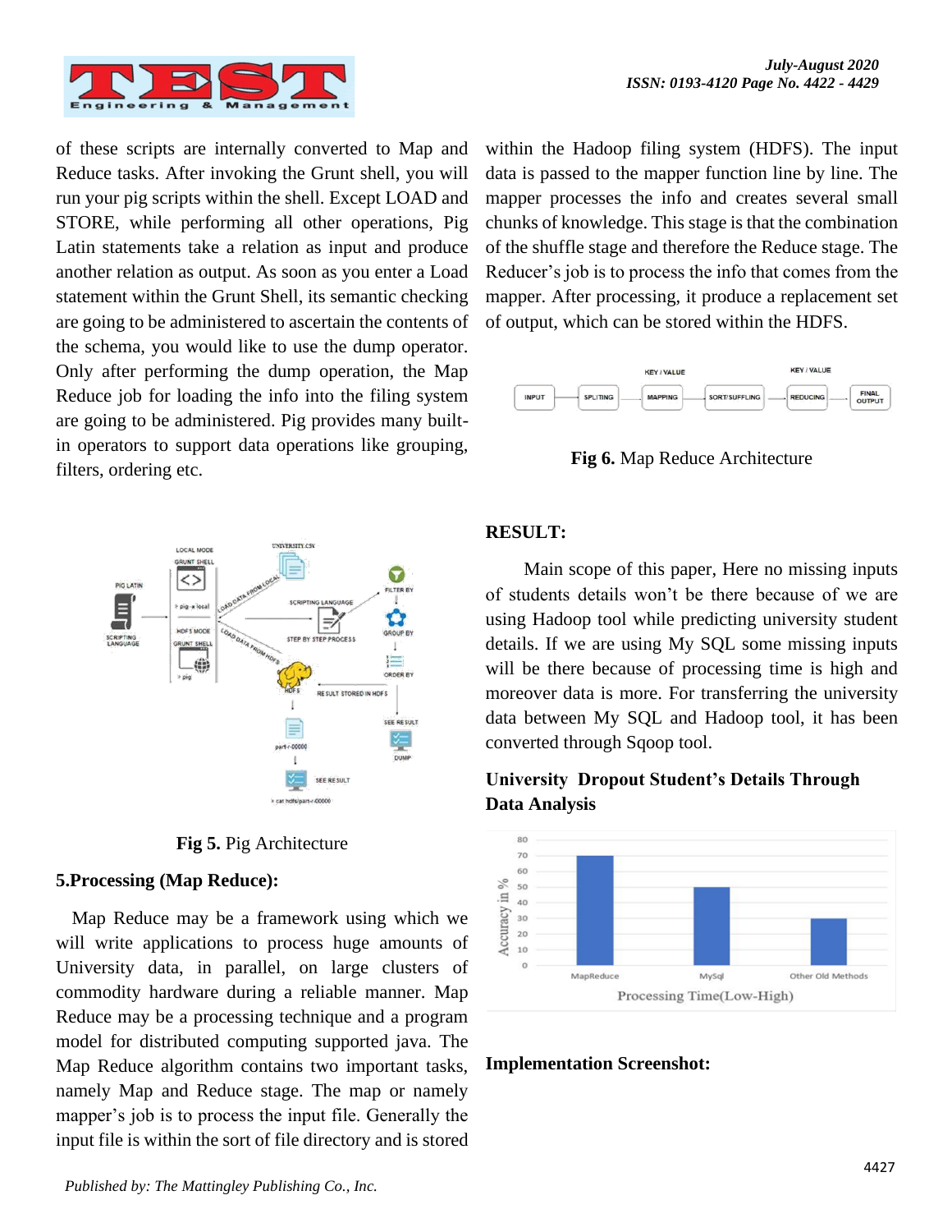of these scripts are internally converted to Map and Reduce tasks. After invoking the Grunt shell, you will run your pig scripts within the shell. Except LOAD and STORE, while performing all other operations, Pig Latin statements take a relation as input and produce another relation as output. As soon as you enter a Load statement within the Grunt Shell, its semantic checking are going to be administered to ascertain the contents of the schema, you would like to use the dump operator. Only after performing the dump operation, the Map Reduce job for loading the info into the filing system are going to be administered. Pig provides many built-in operators to support data operations like grouping, filters, ordering etc.

**Fig 5.** Pig Architecture

### 5.Processing (Map Reduce):

Map Reduce may be a framework using which we will write applications to process huge amounts of University data, in parallel, on large clusters of commodity hardware during a reliable manner. Map Reduce may be a processing technique and a program model for distributed computing supported java. The Map Reduce algorithm contains two important tasks, namely Map and Reduce stage. The map or namely mapper's job is to process the input file. Generally the input file is within the sort of file directory and is stored within the Hadoop filing system (HDFS). The input data is passed to the mapper function line by line. The mapper processes the info and creates several small chunks of knowledge. This stage is that the combination of the shuffle stage and therefore the Reduce stage. The Reducer's job is to process the info that comes from the mapper. After processing, it produce a replacement set of output, which can be stored within the HDFS.

**Fig 6.** Map Reduce Architecture

### RESULT:

Main scope of this paper, Here no missing inputs of students details won't be there because of we are using Hadoop tool while predicting university student details. If we are using My SQL some missing inputs will be there because of processing time is high and moreover data is more. For transferring the university data between My SQL and Hadoop tool, it has been converted through Sqoop tool.

### University Dropout Student's Details Through Data Analysis

### Implementation Screenshot: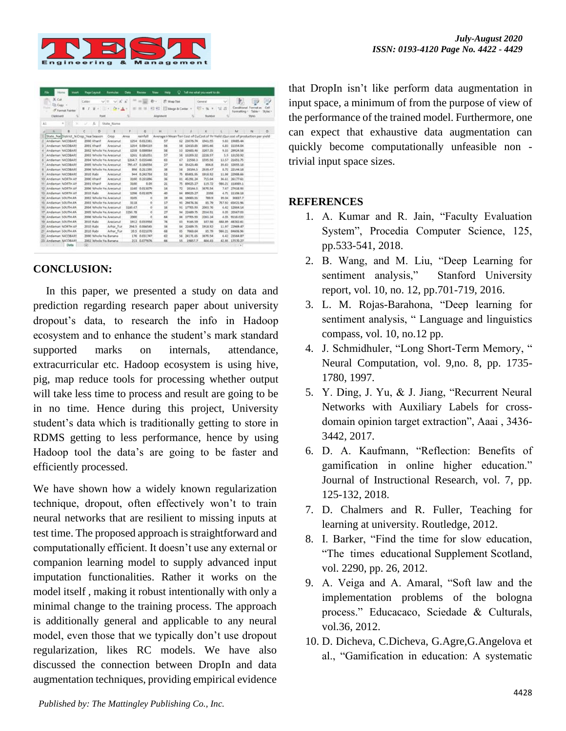## CONCLUSION:

In this paper, we presented a study on data and prediction regarding research paper about university dropout's data, to research the info in Hadoop ecosystem and to enhance the student's mark standard supported marks on internals, attendance, extracurricular etc. Hadoop ecosystem is using hive, pig, map reduce tools for processing whether output will take less time to process and result are going to be in no time. Hence during this project, University student's data which is traditionally getting to store in RDMS getting to less performance, hence by using Hadoop tool the data's are going to be faster and efficiently processed.

We have shown how a widely known regularization technique, dropout, often effectively won't to train neural networks that are resilient to missing inputs at test time. The proposed approach is straightforward and computationally efficient. It doesn't use any external or companion learning model to supply advanced input imputation functionalities. Rather it works on the model itself , making it robust intentionally with only a minimal change to the training process. The approach is additionally general and applicable to any neural model, even those that we typically don't use dropout regularization, likes RC models. We have also discussed the connection between DropIn and data augmentation techniques, providing empirical evidence that DropIn isn't like perform data augmentation in input space, a minimum of from the purpose of view of the performance of the trained model. Furthermore, one can expect that exhaustive data augmentation can quickly become computationally unfeasible non - trivial input space sizes.

## REFERENCES

1. A. Kumar and R. Jain, "Faculty Evaluation System", Procedia Computer Science, 125, pp.533-541, 2018.
2. B. Wang, and M. Liu, "Deep Learning for sentiment analysis," Stanford University report, vol. 10, no. 12, pp.701-719, 2016.
3. L. M. Rojas-Barahona, "Deep learning for sentiment analysis, " Language and linguistics compass, vol. 10, no.12 pp.
4. J. Schmidhuler, "Long Short-Term Memory, " Neural Computation, vol. 9,no. 8, pp. 1735-1780, 1997.
5. Y. Ding, J. Yu, & J. Jiang, "Recurrent Neural Networks with Auxiliary Labels for cross-domain opinion target extraction", Aaai , 3436-3442, 2017.
6. D. A. Kaufmann, "Reflection: Benefits of gamification in online higher education." Journal of Instructional Research, vol. 7, pp. 125-132, 2018.
7. D. Chalmers and R. Fuller, Teaching for learning at university. Routledge, 2012.
8. I. Barker, "Find the time for slow education, "The times educational Supplement Scotland, vol. 2290, pp. 26, 2012.
9. A. Veiga and A. Amaral, "Soft law and the implementation problems of the bologna process." Educacaco, Sciedade & Culturals, vol.36, 2012.
10. D. Dicheva, C.Dicheva, G.Agre,G.Angelova et al., "Gamification in education: A systematic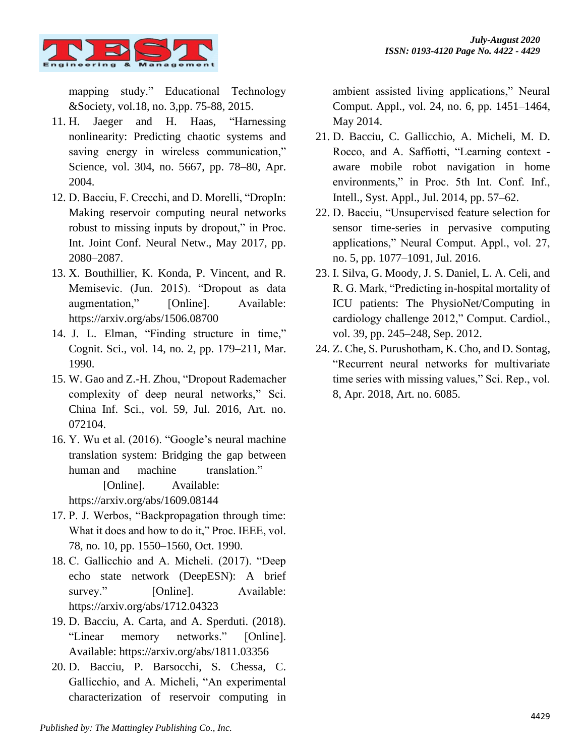mapping study." Educational Technology &Society, vol.18, no. 3,pp. 75-88, 2015.

11. H. Jaeger and H. Haas, "Harnessing nonlinearity: Predicting chaotic systems and saving energy in wireless communication," Science, vol. 304, no. 5667, pp. 78–80, Apr. 2004.
12. D. Bacciu, F. Crecchi, and D. Morelli, "DropIn: Making reservoir computing neural networks robust to missing inputs by dropout," in Proc. Int. Joint Conf. Neural Netw., May 2017, pp. 2080–2087.
13. X. Bouthillier, K. Konda, P. Vincent, and R. Memisevic. (Jun. 2015). "Dropout as data augmentation," [Online]. Available: https://arxiv.org/abs/1506.08700
14. J. L. Elman, "Finding structure in time," Cognit. Sci., vol. 14, no. 2, pp. 179–211, Mar. 1990.
15. W. Gao and Z.-H. Zhou, "Dropout Rademacher complexity of deep neural networks," Sci. China Inf. Sci., vol. 59, Jul. 2016, Art. no. 072104.
16. Y. Wu et al. (2016). "Google's neural machine translation system: Bridging the gap between human and machine translation." [Online]. Available: https://arxiv.org/abs/1609.08144
17. P. J. Werbos, "Backpropagation through time: What it does and how to do it," Proc. IEEE, vol. 78, no. 10, pp. 1550–1560, Oct. 1990.
18. C. Gallicchio and A. Micheli. (2017). "Deep echo state network (DeepESN): A brief survey." [Online]. Available: https://arxiv.org/abs/1712.04323
19. D. Bacciu, A. Carta, and A. Sperduti. (2018). "Linear memory networks." [Online]. Available: https://arxiv.org/abs/1811.03356
20. D. Bacciu, P. Barsocchi, S. Chessa, C. Gallicchio, and A. Micheli, "An experimental characterization of reservoir computing in ambient assisted living applications," Neural Comput. Appl., vol. 24, no. 6, pp. 1451–1464, May 2014.
21. D. Bacciu, C. Gallicchio, A. Micheli, M. D. Rocco, and A. Saffiotti, "Learning context - aware mobile robot navigation in home environments," in Proc. 5th Int. Conf. Inf., Intell., Syst. Appl., Jul. 2014, pp. 57–62.
22. D. Bacciu, "Unsupervised feature selection for sensor time-series in pervasive computing applications," Neural Comput. Appl., vol. 27, no. 5, pp. 1077–1091, Jul. 2016.
23. I. Silva, G. Moody, J. S. Daniel, L. A. Celi, and R. G. Mark, "Predicting in-hospital mortality of ICU patients: The PhysioNet/Computing in cardiology challenge 2012," Comput. Cardiol., vol. 39, pp. 245–248, Sep. 2012.
24. Z. Che, S. Purushotham, K. Cho, and D. Sontag, "Recurrent neural networks for multivariate time series with missing values," Sci. Rep., vol. 8, Apr. 2018, Art. no. 6085.